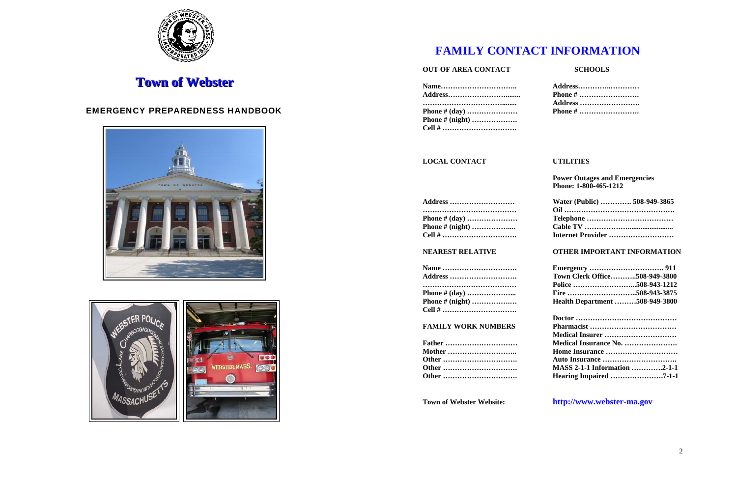# Town of Webster

## EMERGENCY PREPAREDNESS HANDBOOK

# FAMILY CONTACT INFORMATION

**OUT OF AREA CONTACT**

**Name…………………………..**
**Address……………………........**
**……………………………........**
**Phone # (day) …………………**
**Phone # (night) ……………….**
**Cell # ………………………….**

**SCHOOLS**

**Address…………..…………**
**Phone # …………………….**
**Address …………………….**
**Phone # …………………….**

**LOCAL CONTACT**

**Address ………………………**
**…………………………………**
**Phone # (day) …………………**
**Phone # (night) ……………....**
**Cell # ………………………….**

**NEAREST RELATIVE**

**Name ………………………….**
**Address ……………………….**
**…………………………………**
**Phone # (day) ………………...**
**Phone # (night) ………………**
**Cell # ………………………….**

**FAMILY WORK NUMBERS**

**Father …………………………**
**Mother ………………………..**
**Other ………………………….**
**Other ………………………….**
**Other ………………………….**

**UTILITIES**

**Power Outages and Emergencies**
**Phone: 1-800-465-1212**

**Water (Public) …………. 508-949-3865**
**Oil ………………………………………**
**Telephone ………………………………**
**Cable TV ………………........................**
**Internet Provider ………………………**

**OTHER IMPORTANT INFORMATION**

**Emergency …………………………. 911**
**Town Clerk Office………..508-949-3800**
**Police ……………………...508-943-1212**
**Fire ………………………..508-943-3875**
**Health Department ………508-949-3800**

**Doctor ……………………………………**
**Pharmacist ………………………………**
**Medical Insurer …………………………**
**Medical Insurance No. ………………….**
**Home Insurance …………………………**
**Auto Insurance ………………………….**
**MASS 2-1-1 Information ………….2-1-1**
**Hearing Impaired …………………7-1-1**

**Town of Webster Website:** **http://www.webster-ma.gov**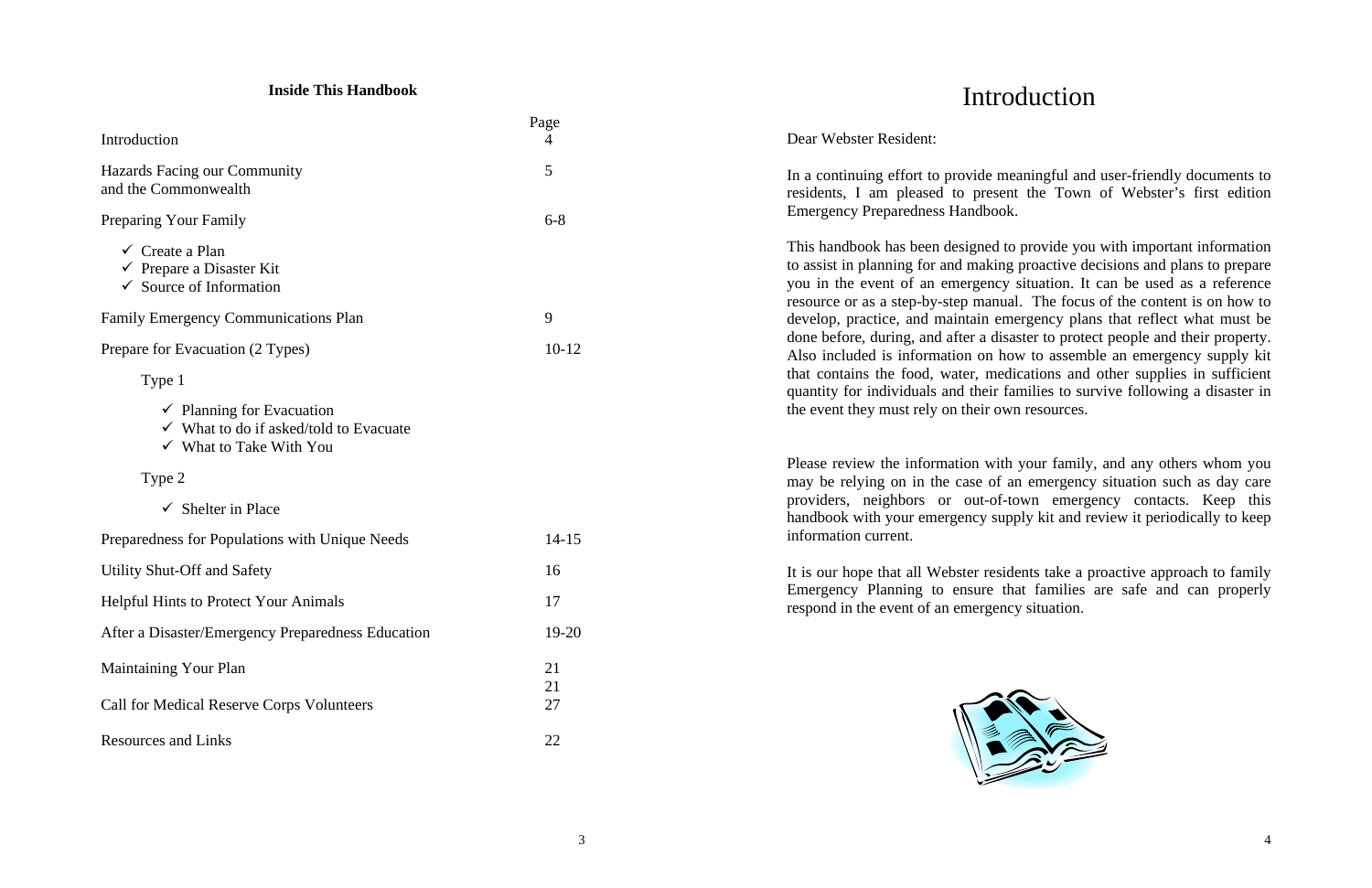**Inside This Handbook**

| | Page |
|---|---|
| Introduction | 4 |
| Hazards Facing our Community and the Commonwealth | 5 |
| Preparing Your Family | 6-8 |
| ✓ Create a Plan<br>✓ Prepare a Disaster Kit<br>✓ Source of Information | |
| Family Emergency Communications Plan | 9 |
| Prepare for Evacuation (2 Types) | 10-12 |
| Type 1 | |
| ✓ Planning for Evacuation<br>✓ What to do if asked/told to Evacuate<br>✓ What to Take With You | |
| Type 2 | |
| ✓ Shelter in Place | |
| Preparedness for Populations with Unique Needs | 14-15 |
| Utility Shut-Off and Safety | 16 |
| Helpful Hints to Protect Your Animals | 17 |
| After a Disaster/Emergency Preparedness Education | 19-20 |
| Maintaining Your Plan | 21<br>21 |
| Call for Medical Reserve Corps Volunteers | 27 |
| Resources and Links | 22 |

# Introduction

Dear Webster Resident:

In a continuing effort to provide meaningful and user-friendly documents to residents, I am pleased to present the Town of Webster's first edition Emergency Preparedness Handbook.

This handbook has been designed to provide you with important information to assist in planning for and making proactive decisions and plans to prepare you in the event of an emergency situation. It can be used as a reference resource or as a step-by-step manual. The focus of the content is on how to develop, practice, and maintain emergency plans that reflect what must be done before, during, and after a disaster to protect people and their property. Also included is information on how to assemble an emergency supply kit that contains the food, water, medications and other supplies in sufficient quantity for individuals and their families to survive following a disaster in the event they must rely on their own resources.

Please review the information with your family, and any others whom you may be relying on in the case of an emergency situation such as day care providers, neighbors or out-of-town emergency contacts. Keep this handbook with your emergency supply kit and review it periodically to keep information current.

It is our hope that all Webster residents take a proactive approach to family Emergency Planning to ensure that families are safe and can properly respond in the event of an emergency situation.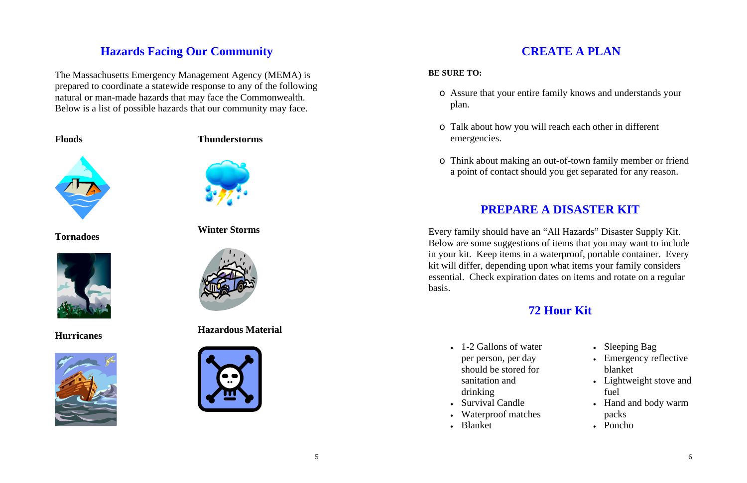## Hazards Facing Our Community

The Massachusetts Emergency Management Agency (MEMA) is prepared to coordinate a statewide response to any of the following natural or man-made hazards that may face the Commonwealth. Below is a list of possible hazards that our community may face.

**Floods**

**Thunderstorms**

**Tornadoes**

**Winter Storms**

**Hurricanes**

**Hazardous Material**

## CREATE A PLAN

**BE SURE TO:**

- Assure that your entire family knows and understands your plan.
- Talk about how you will reach each other in different emergencies.
- Think about making an out-of-town family member or friend a point of contact should you get separated for any reason.

## PREPARE A DISASTER KIT

Every family should have an "All Hazards" Disaster Supply Kit. Below are some suggestions of items that you may want to include in your kit. Keep items in a waterproof, portable container. Every kit will differ, depending upon what items your family considers essential. Check expiration dates on items and rotate on a regular basis.

### 72 Hour Kit

- 1-2 Gallons of water per person, per day should be stored for sanitation and drinking
- Survival Candle
- Waterproof matches
- Blanket
- Sleeping Bag
- Emergency reflective blanket
- Lightweight stove and fuel
- Hand and body warm packs
- Poncho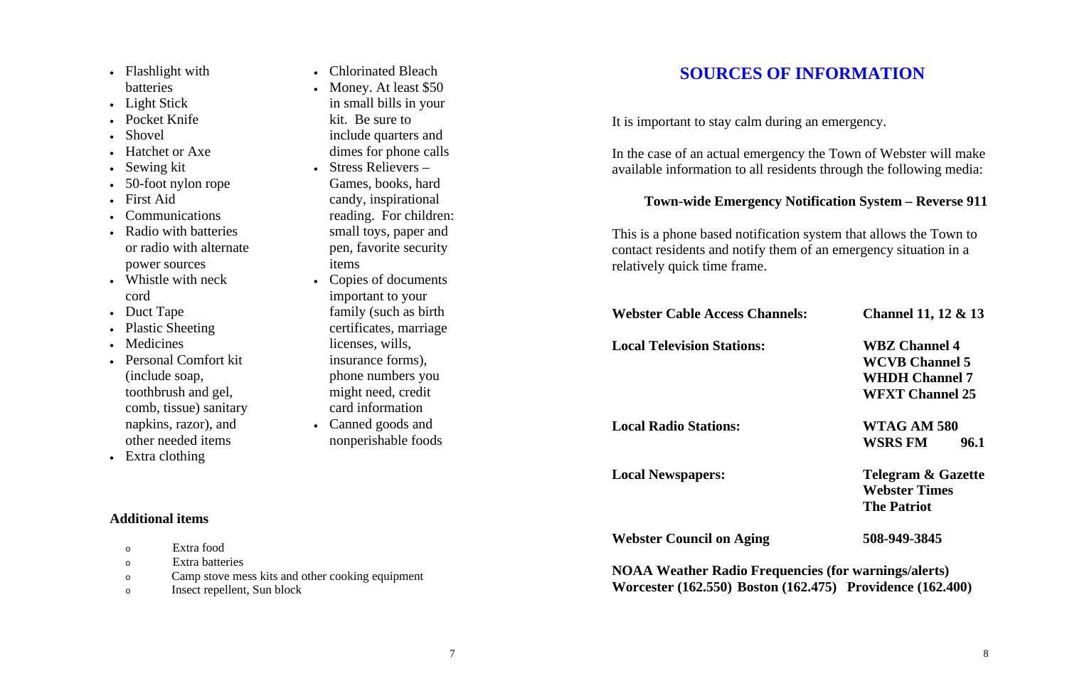- Flashlight with batteries
- Light Stick
- Pocket Knife
- Shovel
- Hatchet or Axe
- Sewing kit
- 50-foot nylon rope
- First Aid
- Communications
- Radio with batteries or radio with alternate power sources
- Whistle with neck cord
- Duct Tape
- Plastic Sheeting
- Medicines
- Personal Comfort kit (include soap, toothbrush and gel, comb, tissue) sanitary napkins, razor), and other needed items
- Extra clothing
- Chlorinated Bleach
- Money. At least $50 in small bills in your kit. Be sure to include quarters and dimes for phone calls
- Stress Relievers – Games, books, hard candy, inspirational reading. For children: small toys, paper and pen, favorite security items
- Copies of documents important to your family (such as birth certificates, marriage licenses, wills, insurance forms), phone numbers you might need, credit card information
- Canned goods and nonperishable foods

**Additional items**

- Extra food
- Extra batteries
- Camp stove mess kits and other cooking equipment
- Insect repellent, Sun block

# SOURCES OF INFORMATION

It is important to stay calm during an emergency.

In the case of an actual emergency the Town of Webster will make available information to all residents through the following media:

**Town-wide Emergency Notification System – Reverse 911**

This is a phone based notification system that allows the Town to contact residents and notify them of an emergency situation in a relatively quick time frame.

| | |
|---|---|
| **Webster Cable Access Channels:** | **Channel 11, 12 & 13** |
| **Local Television Stations:** | **WBZ Channel 4**<br>**WCVB Channel 5**<br>**WHDH Channel 7**<br>**WFXT Channel 25** |
| **Local Radio Stations:** | **WTAG AM 580**<br>**WSRS FM 96.1** |
| **Local Newspapers:** | **Telegram & Gazette**<br>**Webster Times**<br>**The Patriot** |
| **Webster Council on Aging** | **508-949-3845** |

**NOAA Weather Radio Frequencies (for warnings/alerts)**
**Worcester (162.550) Boston (162.475) Providence (162.400)**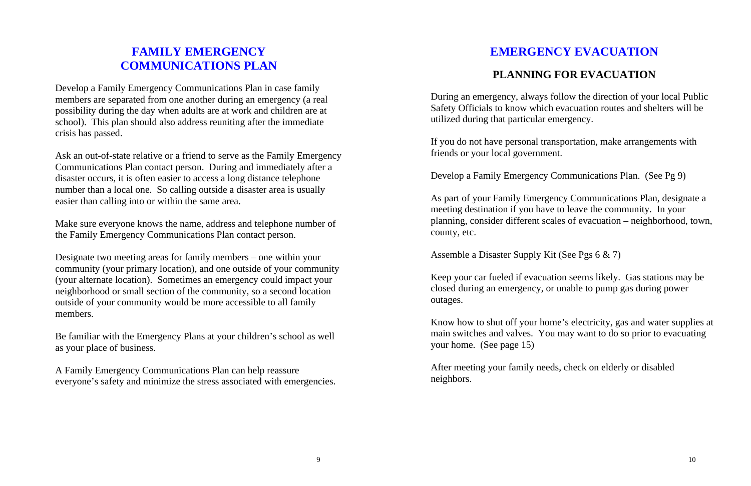## FAMILY EMERGENCY COMMUNICATIONS PLAN

Develop a Family Emergency Communications Plan in case family members are separated from one another during an emergency (a real possibility during the day when adults are at work and children are at school). This plan should also address reuniting after the immediate crisis has passed.

Ask an out-of-state relative or a friend to serve as the Family Emergency Communications Plan contact person. During and immediately after a disaster occurs, it is often easier to access a long distance telephone number than a local one. So calling outside a disaster area is usually easier than calling into or within the same area.

Make sure everyone knows the name, address and telephone number of the Family Emergency Communications Plan contact person.

Designate two meeting areas for family members – one within your community (your primary location), and one outside of your community (your alternate location). Sometimes an emergency could impact your neighborhood or small section of the community, so a second location outside of your community would be more accessible to all family members.

Be familiar with the Emergency Plans at your children's school as well as your place of business.

A Family Emergency Communications Plan can help reassure everyone's safety and minimize the stress associated with emergencies.

## EMERGENCY EVACUATION

### PLANNING FOR EVACUATION

During an emergency, always follow the direction of your local Public Safety Officials to know which evacuation routes and shelters will be utilized during that particular emergency.

If you do not have personal transportation, make arrangements with friends or your local government.

Develop a Family Emergency Communications Plan. (See Pg 9)

As part of your Family Emergency Communications Plan, designate a meeting destination if you have to leave the community. In your planning, consider different scales of evacuation – neighborhood, town, county, etc.

Assemble a Disaster Supply Kit (See Pgs 6 & 7)

Keep your car fueled if evacuation seems likely. Gas stations may be closed during an emergency, or unable to pump gas during power outages.

Know how to shut off your home's electricity, gas and water supplies at main switches and valves. You may want to do so prior to evacuating your home. (See page 15)

After meeting your family needs, check on elderly or disabled neighbors.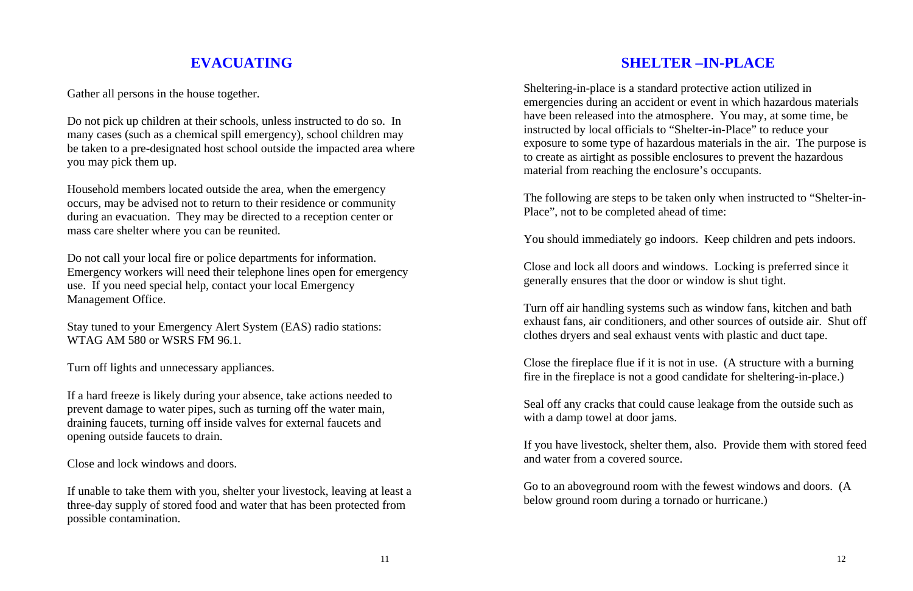## EVACUATING

Gather all persons in the house together.

Do not pick up children at their schools, unless instructed to do so. In many cases (such as a chemical spill emergency), school children may be taken to a pre-designated host school outside the impacted area where you may pick them up.

Household members located outside the area, when the emergency occurs, may be advised not to return to their residence or community during an evacuation. They may be directed to a reception center or mass care shelter where you can be reunited.

Do not call your local fire or police departments for information. Emergency workers will need their telephone lines open for emergency use. If you need special help, contact your local Emergency Management Office.

Stay tuned to your Emergency Alert System (EAS) radio stations: WTAG AM 580 or WSRS FM 96.1.

Turn off lights and unnecessary appliances.

If a hard freeze is likely during your absence, take actions needed to prevent damage to water pipes, such as turning off the water main, draining faucets, turning off inside valves for external faucets and opening outside faucets to drain.

Close and lock windows and doors.

If unable to take them with you, shelter your livestock, leaving at least a three-day supply of stored food and water that has been protected from possible contamination.

## SHELTER –IN-PLACE

Sheltering-in-place is a standard protective action utilized in emergencies during an accident or event in which hazardous materials have been released into the atmosphere. You may, at some time, be instructed by local officials to "Shelter-in-Place" to reduce your exposure to some type of hazardous materials in the air. The purpose is to create as airtight as possible enclosures to prevent the hazardous material from reaching the enclosure's occupants.

The following are steps to be taken only when instructed to "Shelter-in-Place", not to be completed ahead of time:

You should immediately go indoors. Keep children and pets indoors.

Close and lock all doors and windows. Locking is preferred since it generally ensures that the door or window is shut tight.

Turn off air handling systems such as window fans, kitchen and bath exhaust fans, air conditioners, and other sources of outside air. Shut off clothes dryers and seal exhaust vents with plastic and duct tape.

Close the fireplace flue if it is not in use. (A structure with a burning fire in the fireplace is not a good candidate for sheltering-in-place.)

Seal off any cracks that could cause leakage from the outside such as with a damp towel at door jams.

If you have livestock, shelter them, also. Provide them with stored feed and water from a covered source.

Go to an aboveground room with the fewest windows and doors. (A below ground room during a tornado or hurricane.)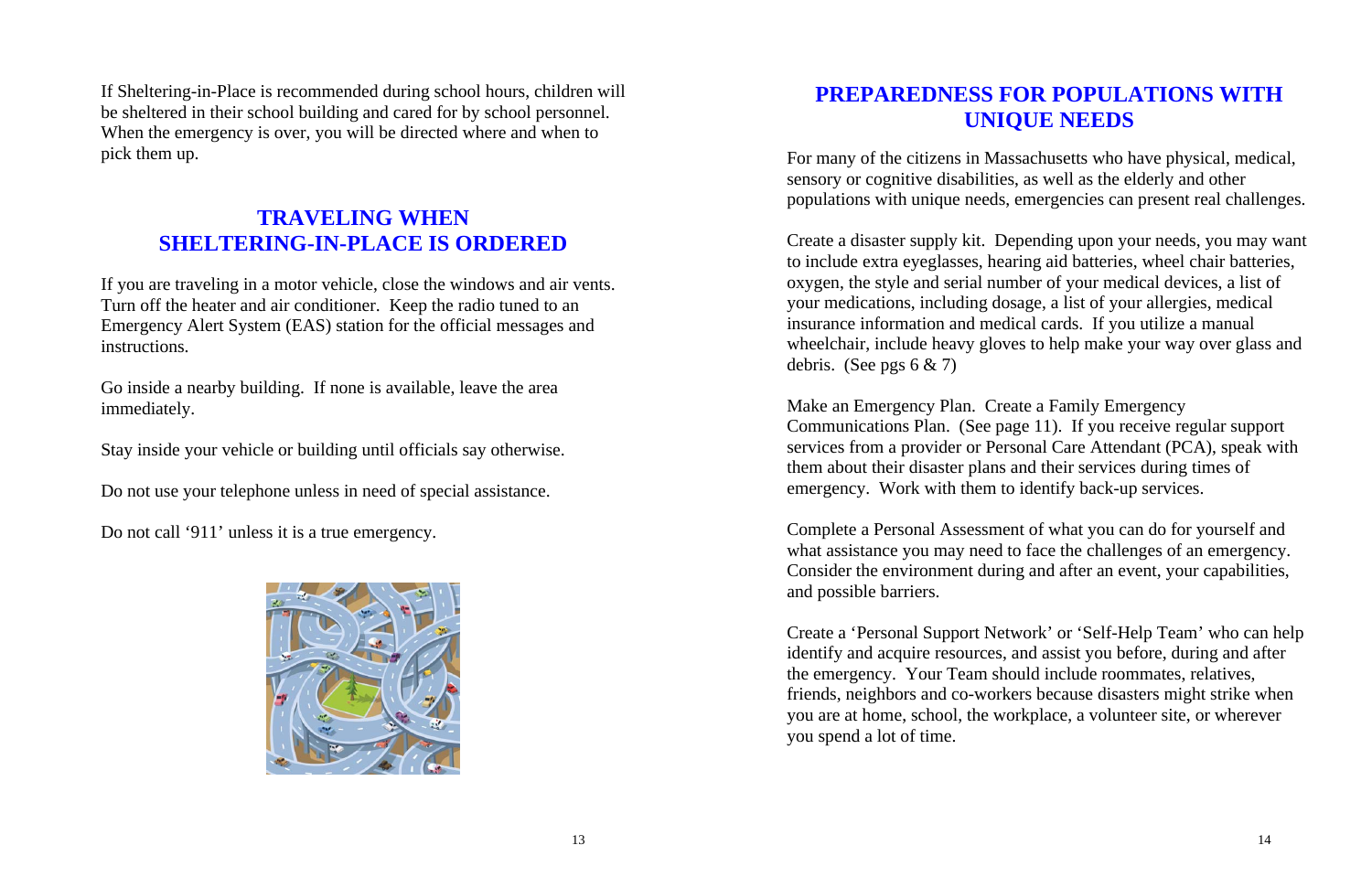If Sheltering-in-Place is recommended during school hours, children will be sheltered in their school building and cared for by school personnel. When the emergency is over, you will be directed where and when to pick them up.

## TRAVELING WHEN SHELTERING-IN-PLACE IS ORDERED

If you are traveling in a motor vehicle, close the windows and air vents. Turn off the heater and air conditioner. Keep the radio tuned to an Emergency Alert System (EAS) station for the official messages and instructions.

Go inside a nearby building. If none is available, leave the area immediately.

Stay inside your vehicle or building until officials say otherwise.

Do not use your telephone unless in need of special assistance.

Do not call '911' unless it is a true emergency.

## PREPAREDNESS FOR POPULATIONS WITH UNIQUE NEEDS

For many of the citizens in Massachusetts who have physical, medical, sensory or cognitive disabilities, as well as the elderly and other populations with unique needs, emergencies can present real challenges.

Create a disaster supply kit. Depending upon your needs, you may want to include extra eyeglasses, hearing aid batteries, wheel chair batteries, oxygen, the style and serial number of your medical devices, a list of your medications, including dosage, a list of your allergies, medical insurance information and medical cards. If you utilize a manual wheelchair, include heavy gloves to help make your way over glass and debris. (See pgs 6 & 7)

Make an Emergency Plan. Create a Family Emergency Communications Plan. (See page 11). If you receive regular support services from a provider or Personal Care Attendant (PCA), speak with them about their disaster plans and their services during times of emergency. Work with them to identify back-up services.

Complete a Personal Assessment of what you can do for yourself and what assistance you may need to face the challenges of an emergency. Consider the environment during and after an event, your capabilities, and possible barriers.

Create a 'Personal Support Network' or 'Self-Help Team' who can help identify and acquire resources, and assist you before, during and after the emergency. Your Team should include roommates, relatives, friends, neighbors and co-workers because disasters might strike when you are at home, school, the workplace, a volunteer site, or wherever you spend a lot of time.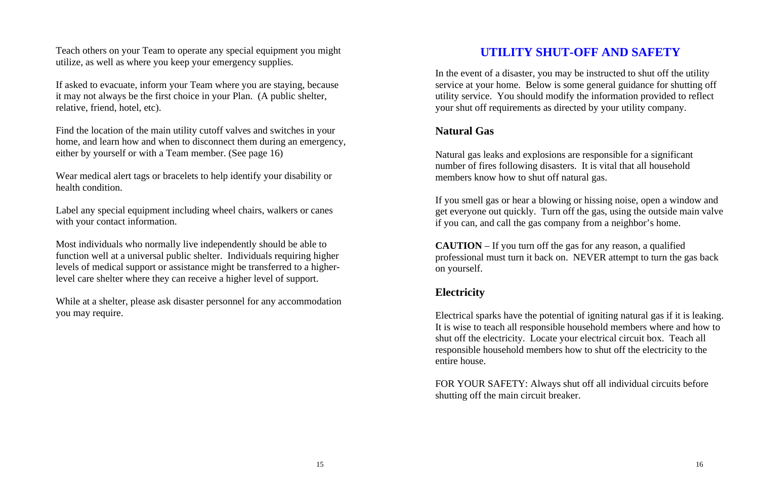Teach others on your Team to operate any special equipment you might utilize, as well as where you keep your emergency supplies.

If asked to evacuate, inform your Team where you are staying, because it may not always be the first choice in your Plan. (A public shelter, relative, friend, hotel, etc).

Find the location of the main utility cutoff valves and switches in your home, and learn how and when to disconnect them during an emergency, either by yourself or with a Team member. (See page 16)

Wear medical alert tags or bracelets to help identify your disability or health condition.

Label any special equipment including wheel chairs, walkers or canes with your contact information.

Most individuals who normally live independently should be able to function well at a universal public shelter. Individuals requiring higher levels of medical support or assistance might be transferred to a higher-level care shelter where they can receive a higher level of support.

While at a shelter, please ask disaster personnel for any accommodation you may require.

# UTILITY SHUT-OFF AND SAFETY

In the event of a disaster, you may be instructed to shut off the utility service at your home. Below is some general guidance for shutting off utility service. You should modify the information provided to reflect your shut off requirements as directed by your utility company.

## Natural Gas

Natural gas leaks and explosions are responsible for a significant number of fires following disasters. It is vital that all household members know how to shut off natural gas.

If you smell gas or hear a blowing or hissing noise, open a window and get everyone out quickly. Turn off the gas, using the outside main valve if you can, and call the gas company from a neighbor's home.

**CAUTION** – If you turn off the gas for any reason, a qualified professional must turn it back on. NEVER attempt to turn the gas back on yourself.

## Electricity

Electrical sparks have the potential of igniting natural gas if it is leaking. It is wise to teach all responsible household members where and how to shut off the electricity. Locate your electrical circuit box. Teach all responsible household members how to shut off the electricity to the entire house.

FOR YOUR SAFETY: Always shut off all individual circuits before shutting off the main circuit breaker.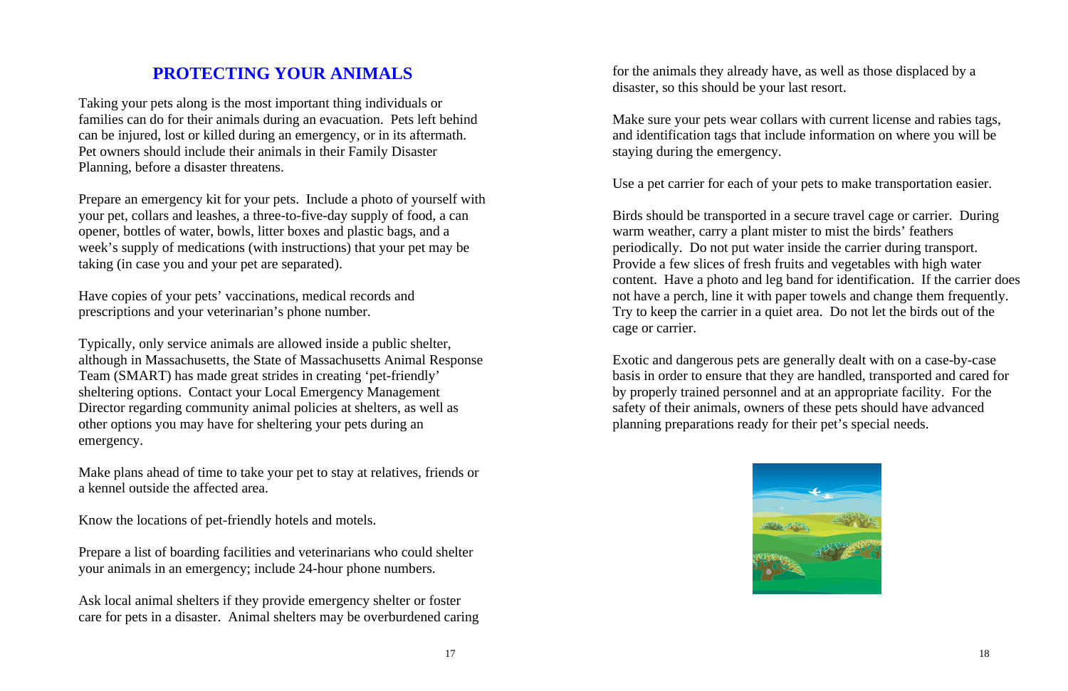## PROTECTING YOUR ANIMALS

Taking your pets along is the most important thing individuals or families can do for their animals during an evacuation. Pets left behind can be injured, lost or killed during an emergency, or in its aftermath. Pet owners should include their animals in their Family Disaster Planning, before a disaster threatens.

Prepare an emergency kit for your pets. Include a photo of yourself with your pet, collars and leashes, a three-to-five-day supply of food, a can opener, bottles of water, bowls, litter boxes and plastic bags, and a week's supply of medications (with instructions) that your pet may be taking (in case you and your pet are separated).

Have copies of your pets' vaccinations, medical records and prescriptions and your veterinarian's phone number.

Typically, only service animals are allowed inside a public shelter, although in Massachusetts, the State of Massachusetts Animal Response Team (SMART) has made great strides in creating 'pet-friendly' sheltering options. Contact your Local Emergency Management Director regarding community animal policies at shelters, as well as other options you may have for sheltering your pets during an emergency.

Make plans ahead of time to take your pet to stay at relatives, friends or a kennel outside the affected area.

Know the locations of pet-friendly hotels and motels.

Prepare a list of boarding facilities and veterinarians who could shelter your animals in an emergency; include 24-hour phone numbers.

Ask local animal shelters if they provide emergency shelter or foster care for pets in a disaster. Animal shelters may be overburdened caring for the animals they already have, as well as those displaced by a disaster, so this should be your last resort.

Make sure your pets wear collars with current license and rabies tags, and identification tags that include information on where you will be staying during the emergency.

Use a pet carrier for each of your pets to make transportation easier.

Birds should be transported in a secure travel cage or carrier. During warm weather, carry a plant mister to mist the birds' feathers periodically. Do not put water inside the carrier during transport. Provide a few slices of fresh fruits and vegetables with high water content. Have a photo and leg band for identification. If the carrier does not have a perch, line it with paper towels and change them frequently. Try to keep the carrier in a quiet area. Do not let the birds out of the cage or carrier.

Exotic and dangerous pets are generally dealt with on a case-by-case basis in order to ensure that they are handled, transported and cared for by properly trained personnel and at an appropriate facility. For the safety of their animals, owners of these pets should have advanced planning preparations ready for their pet's special needs.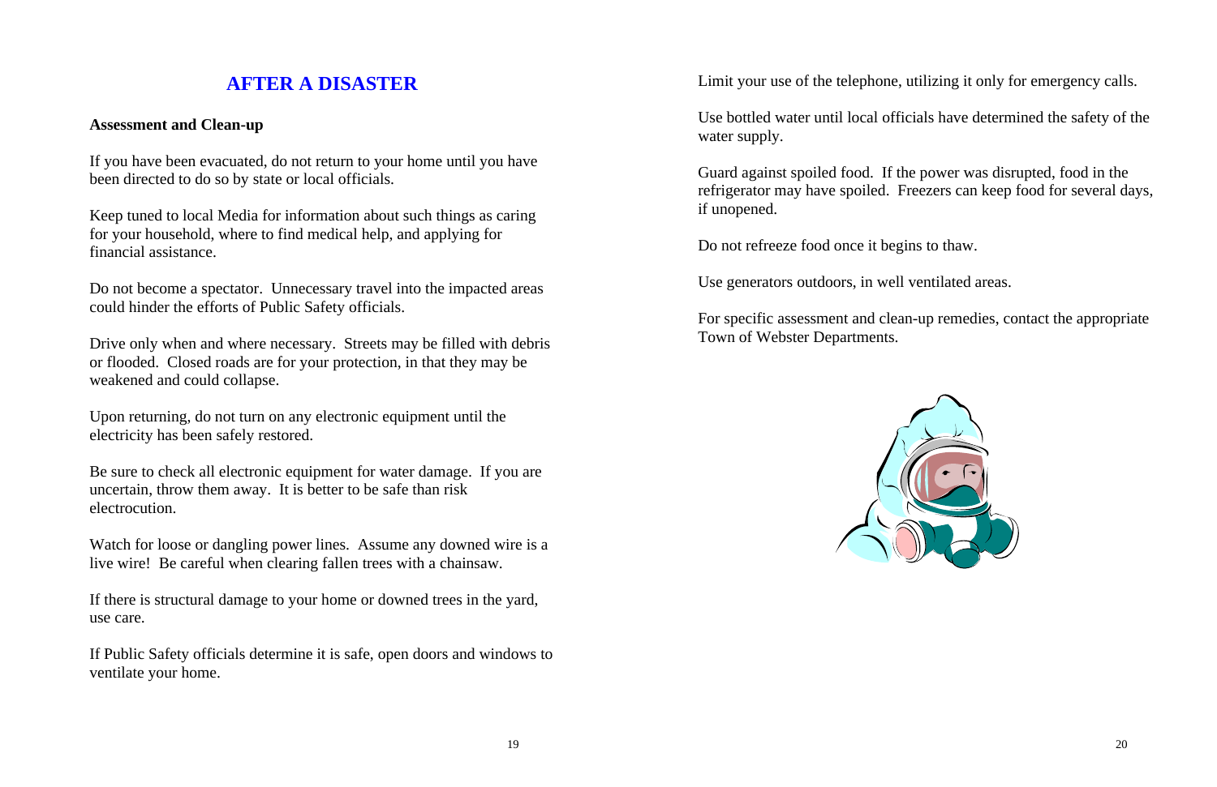## AFTER A DISASTER

**Assessment and Clean-up**

If you have been evacuated, do not return to your home until you have been directed to do so by state or local officials.

Keep tuned to local Media for information about such things as caring for your household, where to find medical help, and applying for financial assistance.

Do not become a spectator. Unnecessary travel into the impacted areas could hinder the efforts of Public Safety officials.

Drive only when and where necessary. Streets may be filled with debris or flooded. Closed roads are for your protection, in that they may be weakened and could collapse.

Upon returning, do not turn on any electronic equipment until the electricity has been safely restored.

Be sure to check all electronic equipment for water damage. If you are uncertain, throw them away. It is better to be safe than risk electrocution.

Watch for loose or dangling power lines. Assume any downed wire is a live wire! Be careful when clearing fallen trees with a chainsaw.

If there is structural damage to your home or downed trees in the yard, use care.

If Public Safety officials determine it is safe, open doors and windows to ventilate your home.

Limit your use of the telephone, utilizing it only for emergency calls.

Use bottled water until local officials have determined the safety of the water supply.

Guard against spoiled food. If the power was disrupted, food in the refrigerator may have spoiled. Freezers can keep food for several days, if unopened.

Do not refreeze food once it begins to thaw.

Use generators outdoors, in well ventilated areas.

For specific assessment and clean-up remedies, contact the appropriate Town of Webster Departments.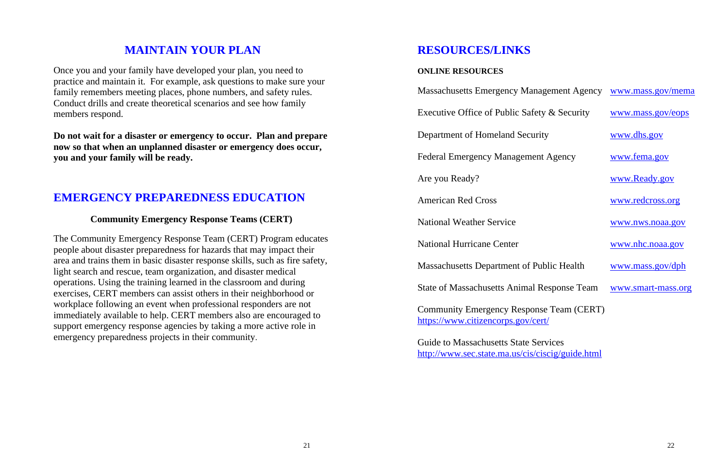## MAINTAIN YOUR PLAN

Once you and your family have developed your plan, you need to practice and maintain it. For example, ask questions to make sure your family remembers meeting places, phone numbers, and safety rules. Conduct drills and create theoretical scenarios and see how family members respond.

**Do not wait for a disaster or emergency to occur. Plan and prepare now so that when an unplanned disaster or emergency does occur, you and your family will be ready.**

## EMERGENCY PREPAREDNESS EDUCATION

### Community Emergency Response Teams (CERT)

The Community Emergency Response Team (CERT) Program educates people about disaster preparedness for hazards that may impact their area and trains them in basic disaster response skills, such as fire safety, light search and rescue, team organization, and disaster medical operations. Using the training learned in the classroom and during exercises, CERT members can assist others in their neighborhood or workplace following an event when professional responders are not immediately available to help. CERT members also are encouraged to support emergency response agencies by taking a more active role in emergency preparedness projects in their community.

## RESOURCES/LINKS

**ONLINE RESOURCES**

| | |
|---|---|
| Massachusetts Emergency Management Agency | www.mass.gov/mema |
| Executive Office of Public Safety & Security | www.mass.gov/eops |
| Department of Homeland Security | www.dhs.gov |
| Federal Emergency Management Agency | www.fema.gov |
| Are you Ready? | www.Ready.gov |
| American Red Cross | www.redcross.org |
| National Weather Service | www.nws.noaa.gov |
| National Hurricane Center | www.nhc.noaa.gov |
| Massachusetts Department of Public Health | www.mass.gov/dph |
| State of Massachusetts Animal Response Team | www.smart-mass.org |

Community Emergency Response Team (CERT)
https://www.citizencorps.gov/cert/

Guide to Massachusetts State Services
http://www.sec.state.ma.us/cis/ciscig/guide.html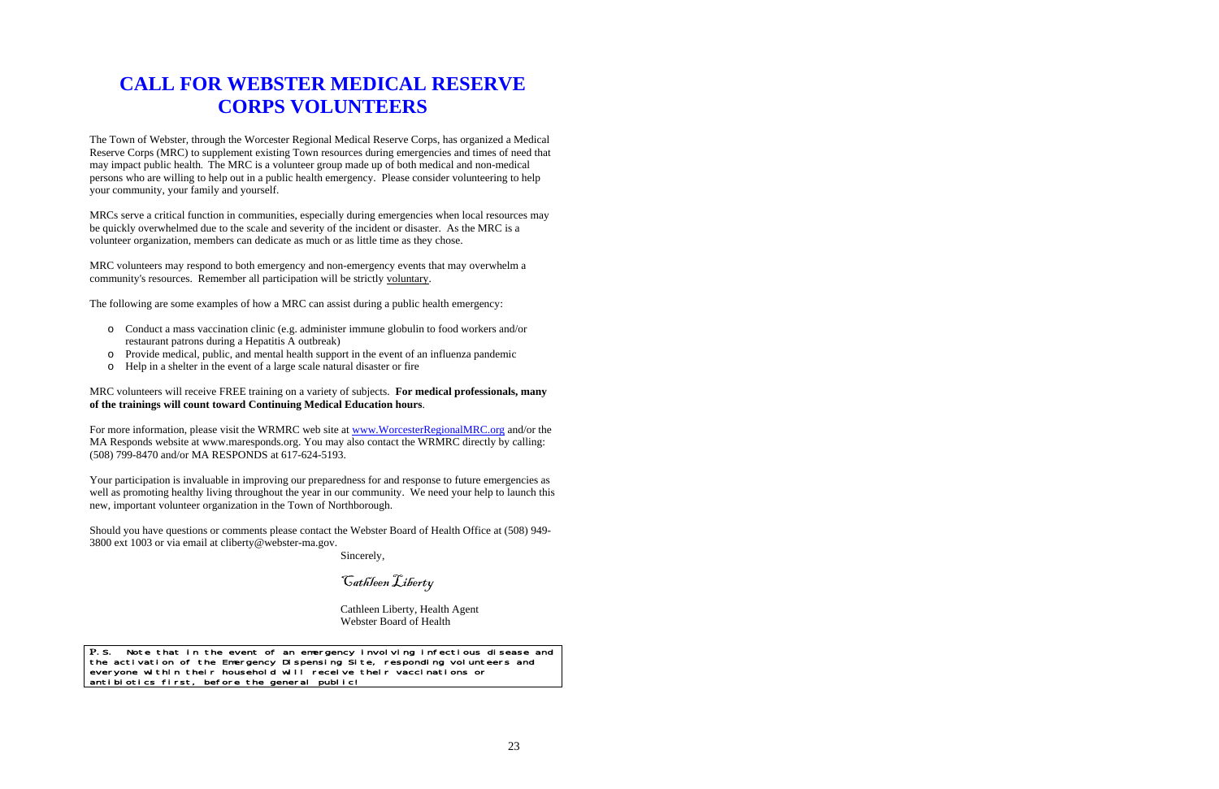# CALL FOR WEBSTER MEDICAL RESERVE CORPS VOLUNTEERS

The Town of Webster, through the Worcester Regional Medical Reserve Corps, has organized a Medical Reserve Corps (MRC) to supplement existing Town resources during emergencies and times of need that may impact public health. The MRC is a volunteer group made up of both medical and non-medical persons who are willing to help out in a public health emergency. Please consider volunteering to help your community, your family and yourself.

MRCs serve a critical function in communities, especially during emergencies when local resources may be quickly overwhelmed due to the scale and severity of the incident or disaster. As the MRC is a volunteer organization, members can dedicate as much or as little time as they chose.

MRC volunteers may respond to both emergency and non-emergency events that may overwhelm a community's resources. Remember all participation will be strictly <u>voluntary</u>.

The following are some examples of how a MRC can assist during a public health emergency:

- Conduct a mass vaccination clinic (e.g. administer immune globulin to food workers and/or restaurant patrons during a Hepatitis A outbreak)
- Provide medical, public, and mental health support in the event of an influenza pandemic
- Help in a shelter in the event of a large scale natural disaster or fire

MRC volunteers will receive FREE training on a variety of subjects. **For medical professionals, many of the trainings will count toward Continuing Medical Education hours**.

For more information, please visit the WRMRC web site at www.WorcesterRegionalMRC.org and/or the MA Responds website at www.maresponds.org. You may also contact the WRMRC directly by calling: (508) 799-8470 and/or MA RESPONDS at 617-624-5193.

Your participation is invaluable in improving our preparedness for and response to future emergencies as well as promoting healthy living throughout the year in our community. We need your help to launch this new, important volunteer organization in the Town of Northborough.

Should you have questions or comments please contact the Webster Board of Health Office at (508) 949-3800 ext 1003 or via email at cliberty@webster-ma.gov.

Sincerely,

*Cathleen Liberty*

Cathleen Liberty, Health Agent
Webster Board of Health

P.S. Note that in the event of an emergency involving infectious disease and the activation of the Emergency Dispensing Site, responding volunteers and everyone within their household will receive their vaccinations or antibiotics first, before the general public!